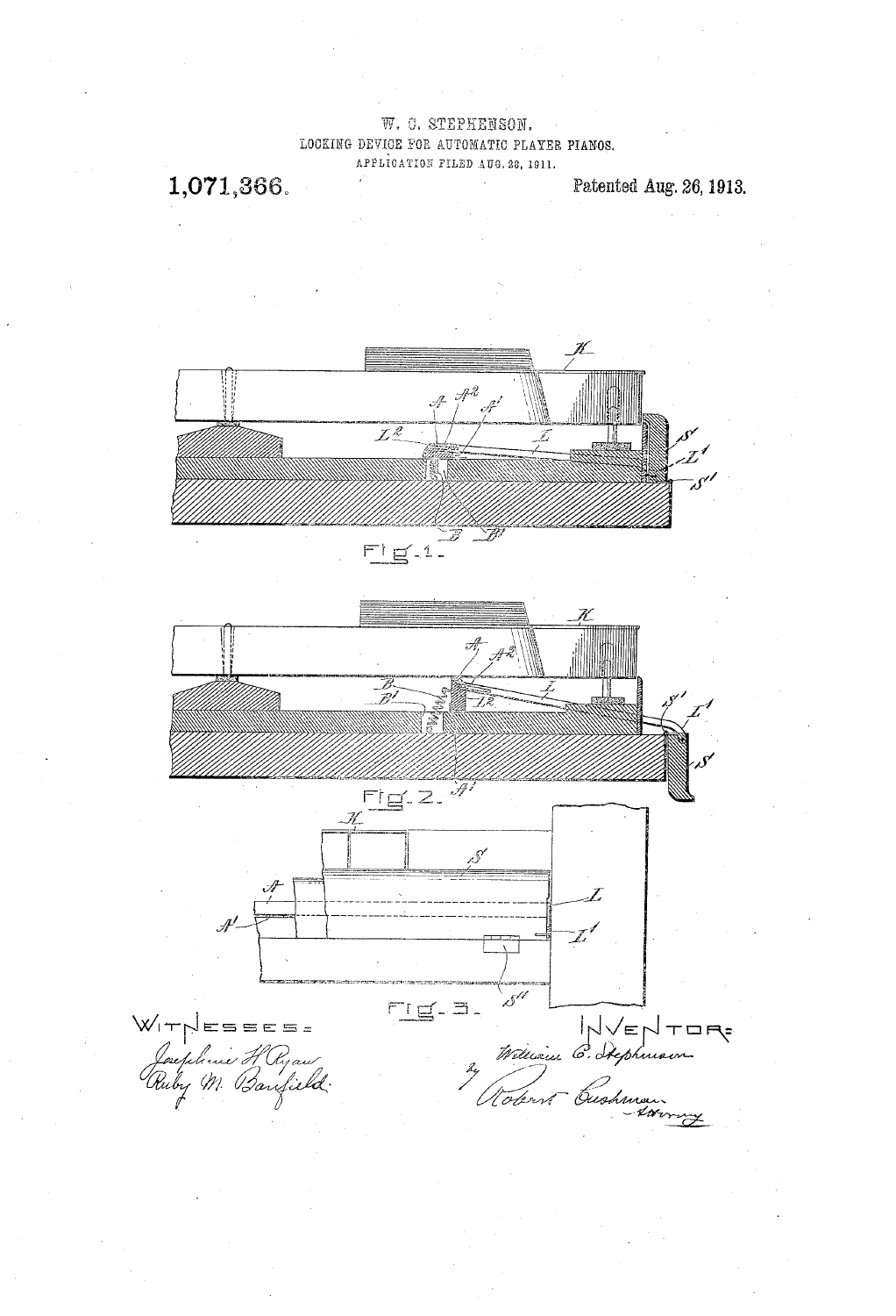W. C. STEPHENSON.

LOCKING DEVICE FOR AUTOMATIC PLAYER PIANOS.

APPLICATION FILED AUG. 28, 1911.

**1,071,366.** Patented Aug. 26, 1913.

Fig. 1.

Fig. 2.

Fig. 3.

WITNESSES:

Josephine H. Ryan

Ruby M. Banfield.

INVENTOR:

William C. Stephenson

by Robert Cushman Attorney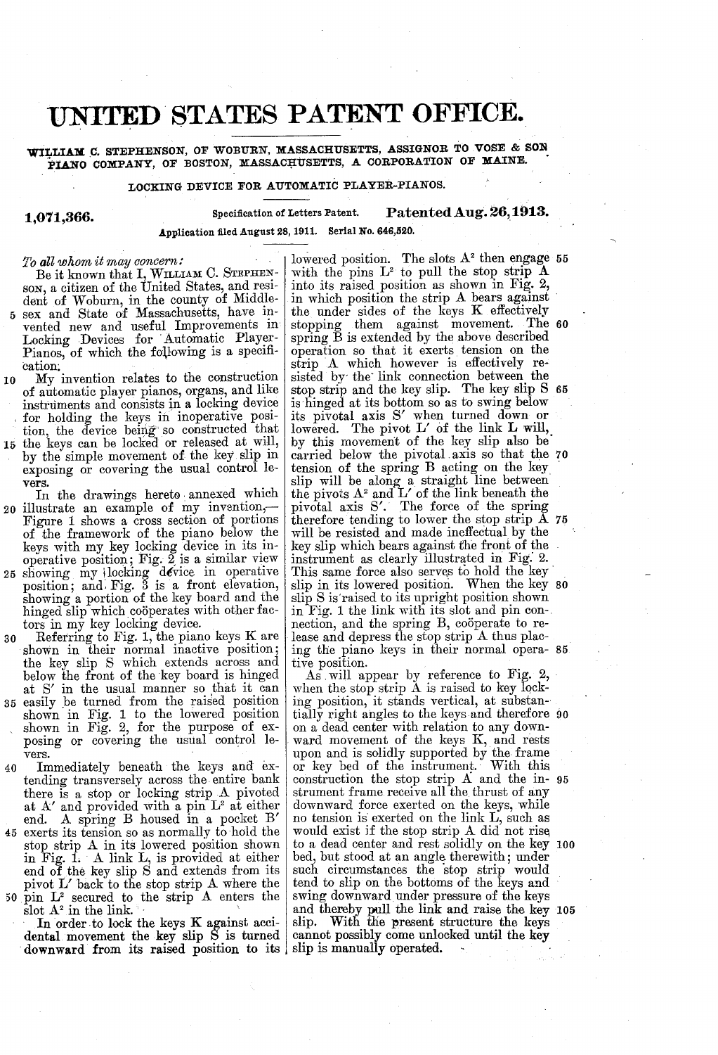# UNITED STATES PATENT OFFICE.

WILLIAM C. STEPHENSON, OF WOBURN, MASSACHUSETTS, ASSIGNOR TO VOSE & SON PIANO COMPANY, OF BOSTON, MASSACHUSETTS, A CORPORATION OF MAINE.

LOCKING DEVICE FOR AUTOMATIC PLAYER-PIANOS.

**1,071,366.** Specification of Letters Patent. **Patented Aug. 26, 1913.**

Application filed August 28, 1911. Serial No. 646,520.

*To all whom it may concern:*

Be it known that I, WILLIAM C. STEPHENSON, a citizen of the United States, and resident of Woburn, in the county of Middlesex and State of Massachusetts, have invented new and useful Improvements in Locking Devices for Automatic Player-Pianos, of which the following is a specification.

My invention relates to the construction of automatic player pianos, organs, and like instruments and consists in a locking device for holding the keys in inoperative position, the device being so constructed that the keys can be locked or released at will, by the simple movement of the key slip in exposing or covering the usual control levers.

In the drawings hereto annexed which illustrate an example of my invention,—Figure 1 shows a cross section of portions of the framework of the piano below the keys with my key locking device in its inoperative position; Fig. 2 is a similar view showing my locking device in operative position; and Fig. 3 is a front elevation, showing a portion of the key board and the hinged slip which coöperates with other factors in my key locking device.

Referring to Fig. 1, the piano keys K are shown in their normal inactive position; the key slip S which extends across and below the front of the key board is hinged at S′ in the usual manner so that it can easily be turned from the raised position shown in Fig. 1 to the lowered position shown in Fig. 2, for the purpose of exposing or covering the usual control levers.

Immediately beneath the keys and extending transversely across the entire bank there is a stop or locking strip A pivoted at A′ and provided with a pin $L^2$ at either end. A spring B housed in a pocket B′ exerts its tension so as normally to hold the stop strip A in its lowered position shown in Fig. 1. A link L, is provided at either end of the key slip S and extends from its pivot L′ back to the stop strip A where the pin $L^2$ secured to the strip A enters the slot $A^2$ in the link.

In order to lock the keys K against accidental movement the key slip S is turned downward from its raised position to its lowered position. The slots $A^2$ then engage with the pins $L^2$ to pull the stop strip A into its raised position as shown in Fig. 2, in which position the strip A bears against the under sides of the keys K effectively stopping them against movement. The spring B is extended by the above described operation so that it exerts tension on the strip A which however is effectively resisted by the link connection between the stop strip and the key slip. The key slip S is hinged at its bottom so as to swing below its pivotal axis S′ when turned down or lowered. The pivot L′ of the link L will, by this movement of the key slip also be carried below the pivotal axis so that the tension of the spring B acting on the key slip will be along a straight line between the pivots $A^2$ and L′ of the link beneath the pivotal axis S′. The force of the spring therefore tending to lower the stop strip A will be resisted and made ineffectual by the key slip which bears against the front of the instrument as clearly illustrated in Fig. 2. This same force also serves to hold the key slip in its lowered position. When the key slip S is raised to its upright position shown in Fig. 1 the link with its slot and pin connection, and the spring B, coöperate to release and depress the stop strip A thus placing the piano keys in their normal operative position.

As will appear by reference to Fig. 2, when the stop strip A is raised to key locking position, it stands vertical, at substantially right angles to the keys and therefore on a dead center with relation to any downward movement of the keys K, and rests upon and is solidly supported by the frame or key bed of the instrument. With this construction the stop strip A and the instrument frame receive all the thrust of any downward force exerted on the keys, while no tension is exerted on the link L, such as would exist if the stop strip A did not rise to a dead center and rest solidly on the key bed, but stood at an angle therewith; under such circumstances the stop strip would tend to slip on the bottoms of the keys and swing downward under pressure of the keys and thereby pull the link and raise the key slip. With the present structure the keys cannot possibly come unlocked until the key slip is manually operated.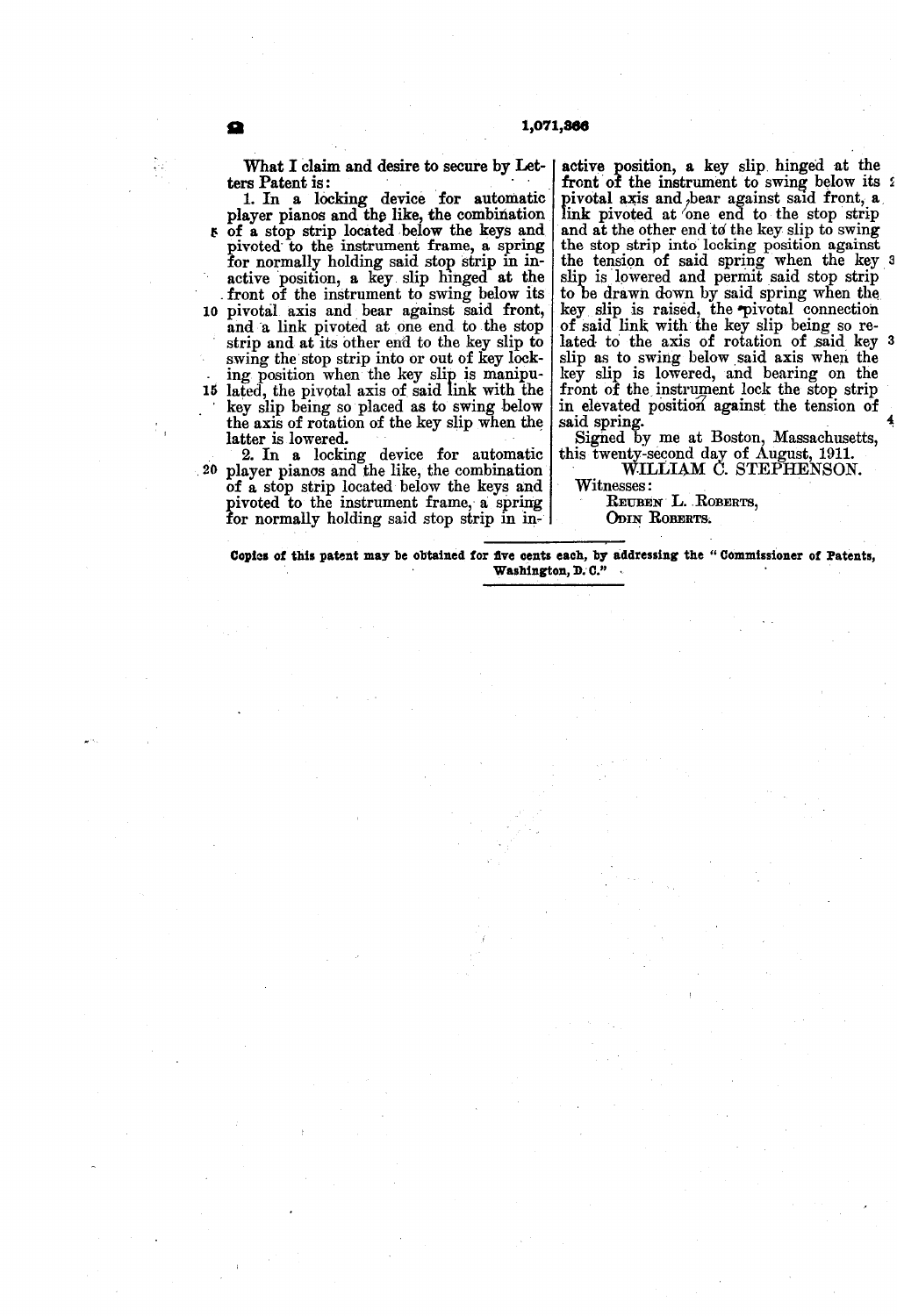What I claim and desire to secure by Letters Patent is:

1. In a locking device for automatic player pianos and the like, the combination of a stop strip located below the keys and pivoted to the instrument frame, a spring for normally holding said stop strip in inactive position, a key slip hinged at the front of the instrument to swing below its pivotal axis and bear against said front, and a link pivoted at one end to the stop strip and at its other end to the key slip to swing the stop strip into or out of key locking position when the key slip is manipulated, the pivotal axis of said link with the key slip being so placed as to swing below the axis of rotation of the key slip when the latter is lowered.

2. In a locking device for automatic player pianos and the like, the combination of a stop strip located below the keys and pivoted to the instrument frame, a spring for normally holding said stop strip in inactive position, a key slip hinged at the front of the instrument to swing below its pivotal axis and bear against said front, a link pivoted at one end to the stop strip and at the other end to the key slip to swing the stop strip into locking position against the tension of said spring when the key slip is lowered and permit said stop strip to be drawn down by said spring when the key slip is raised, the pivotal connection of said link with the key slip being so related to the axis of rotation of said key slip as to swing below said axis when the key slip is lowered, and bearing on the front of the instrument lock the stop strip in elevated position against the tension of said spring.

Signed by me at Boston, Massachusetts, this twenty-second day of August, 1911.

WILLIAM C. STEPHENSON.

Witnesses:

REUBEN L. ROBERTS,
ODIN ROBERTS.

Copies of this patent may be obtained for five cents each, by addressing the "Commissioner of Patents, Washington, D. C."